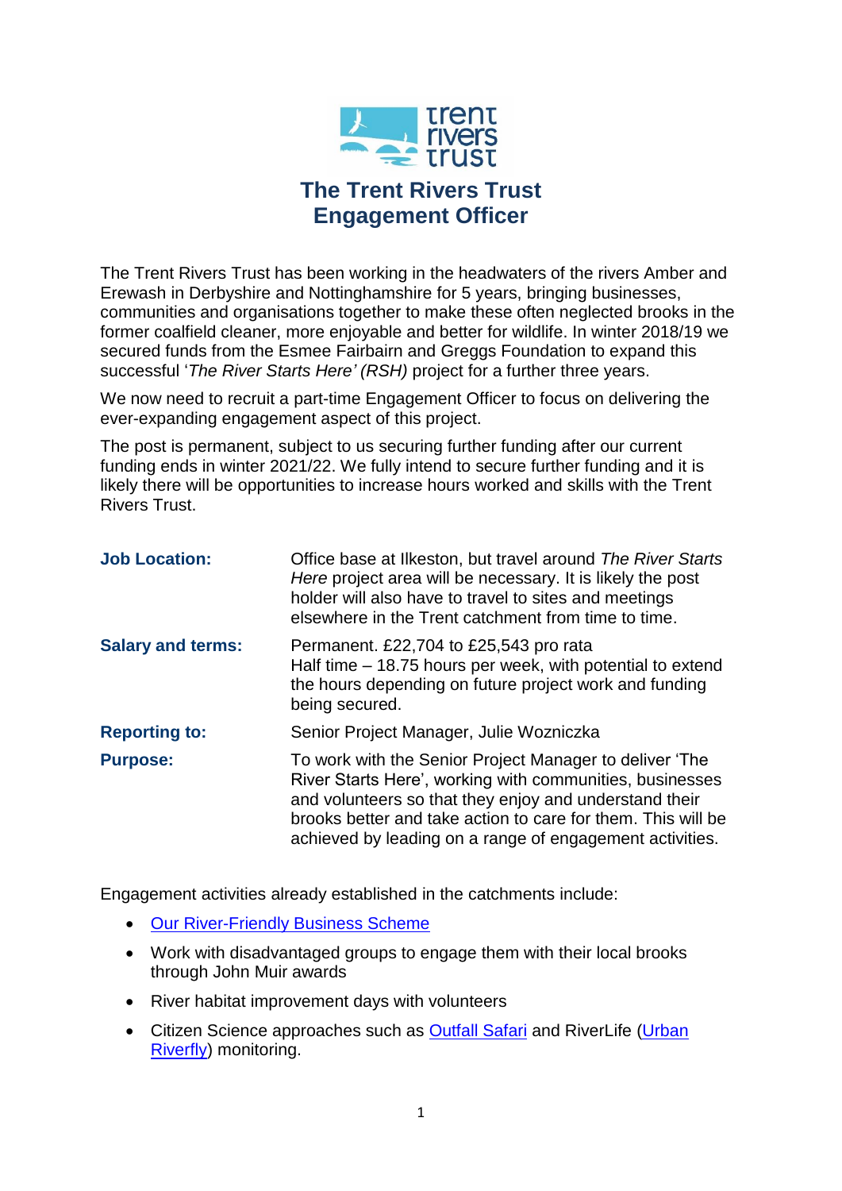# The Trent Rivers Trust
# Engagement Officer

The Trent Rivers Trust has been working in the headwaters of the rivers Amber and Erewash in Derbyshire and Nottinghamshire for 5 years, bringing businesses, communities and organisations together to make these often neglected brooks in the former coalfield cleaner, more enjoyable and better for wildlife. In winter 2018/19 we secured funds from the Esmee Fairbairn and Greggs Foundation to expand this successful '*The River Starts Here' (RSH)* project for a further three years.

We now need to recruit a part-time Engagement Officer to focus on delivering the ever-expanding engagement aspect of this project.

The post is permanent, subject to us securing further funding after our current funding ends in winter 2021/22. We fully intend to secure further funding and it is likely there will be opportunities to increase hours worked and skills with the Trent Rivers Trust.

| | |
|---|---|
| **Job Location:** | Office base at Ilkeston, but travel around *The River Starts Here* project area will be necessary. It is likely the post holder will also have to travel to sites and meetings elsewhere in the Trent catchment from time to time. |
| **Salary and terms:** | Permanent. £22,704 to £25,543 pro rata<br>Half time – 18.75 hours per week, with potential to extend the hours depending on future project work and funding being secured. |
| **Reporting to:** | Senior Project Manager, Julie Wozniczka |
| **Purpose:** | To work with the Senior Project Manager to deliver 'The River Starts Here', working with communities, businesses and volunteers so that they enjoy and understand their brooks better and take action to care for them. This will be achieved by leading on a range of engagement activities. |

Engagement activities already established in the catchments include:

- Our River-Friendly Business Scheme
- Work with disadvantaged groups to engage them with their local brooks through John Muir awards
- River habitat improvement days with volunteers
- Citizen Science approaches such as Outfall Safari and RiverLife (Urban Riverfly) monitoring.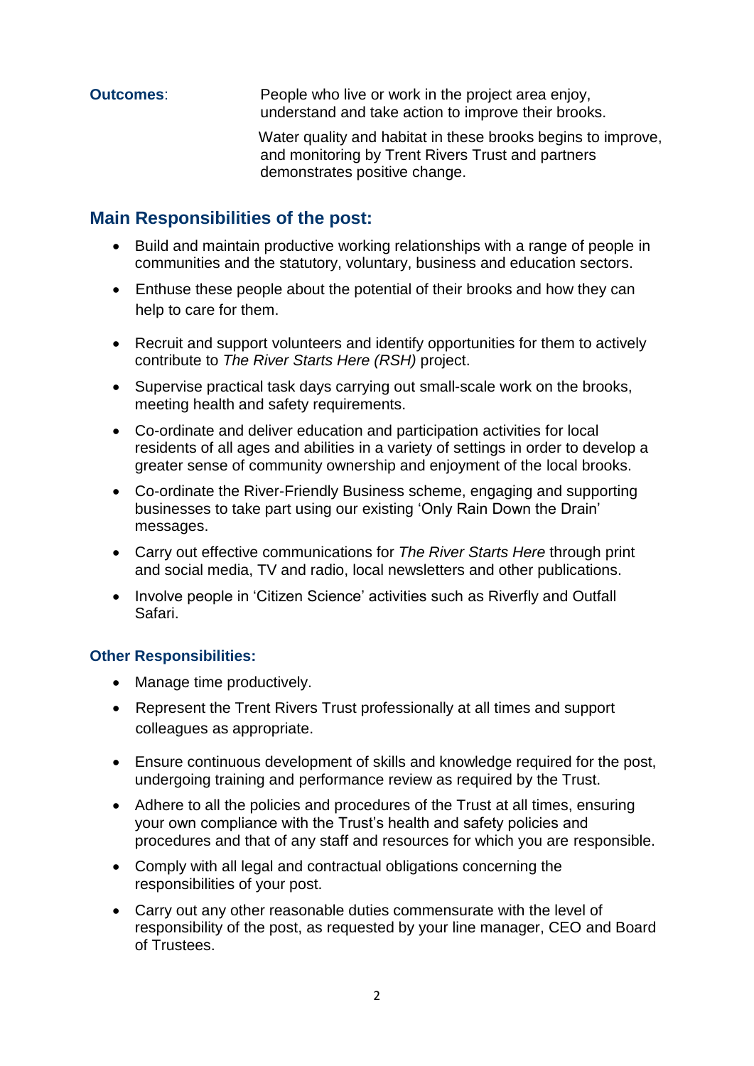**Outcomes**: People who live or work in the project area enjoy, understand and take action to improve their brooks.

Water quality and habitat in these brooks begins to improve, and monitoring by Trent Rivers Trust and partners demonstrates positive change.

## Main Responsibilities of the post:

- Build and maintain productive working relationships with a range of people in communities and the statutory, voluntary, business and education sectors.
- Enthuse these people about the potential of their brooks and how they can help to care for them.
- Recruit and support volunteers and identify opportunities for them to actively contribute to *The River Starts Here (RSH)* project.
- Supervise practical task days carrying out small-scale work on the brooks, meeting health and safety requirements.
- Co-ordinate and deliver education and participation activities for local residents of all ages and abilities in a variety of settings in order to develop a greater sense of community ownership and enjoyment of the local brooks.
- Co-ordinate the River-Friendly Business scheme, engaging and supporting businesses to take part using our existing 'Only Rain Down the Drain' messages.
- Carry out effective communications for *The River Starts Here* through print and social media, TV and radio, local newsletters and other publications.
- Involve people in 'Citizen Science' activities such as Riverfly and Outfall Safari.

### Other Responsibilities:

- Manage time productively.
- Represent the Trent Rivers Trust professionally at all times and support colleagues as appropriate.
- Ensure continuous development of skills and knowledge required for the post, undergoing training and performance review as required by the Trust.
- Adhere to all the policies and procedures of the Trust at all times, ensuring your own compliance with the Trust's health and safety policies and procedures and that of any staff and resources for which you are responsible.
- Comply with all legal and contractual obligations concerning the responsibilities of your post.
- Carry out any other reasonable duties commensurate with the level of responsibility of the post, as requested by your line manager, CEO and Board of Trustees.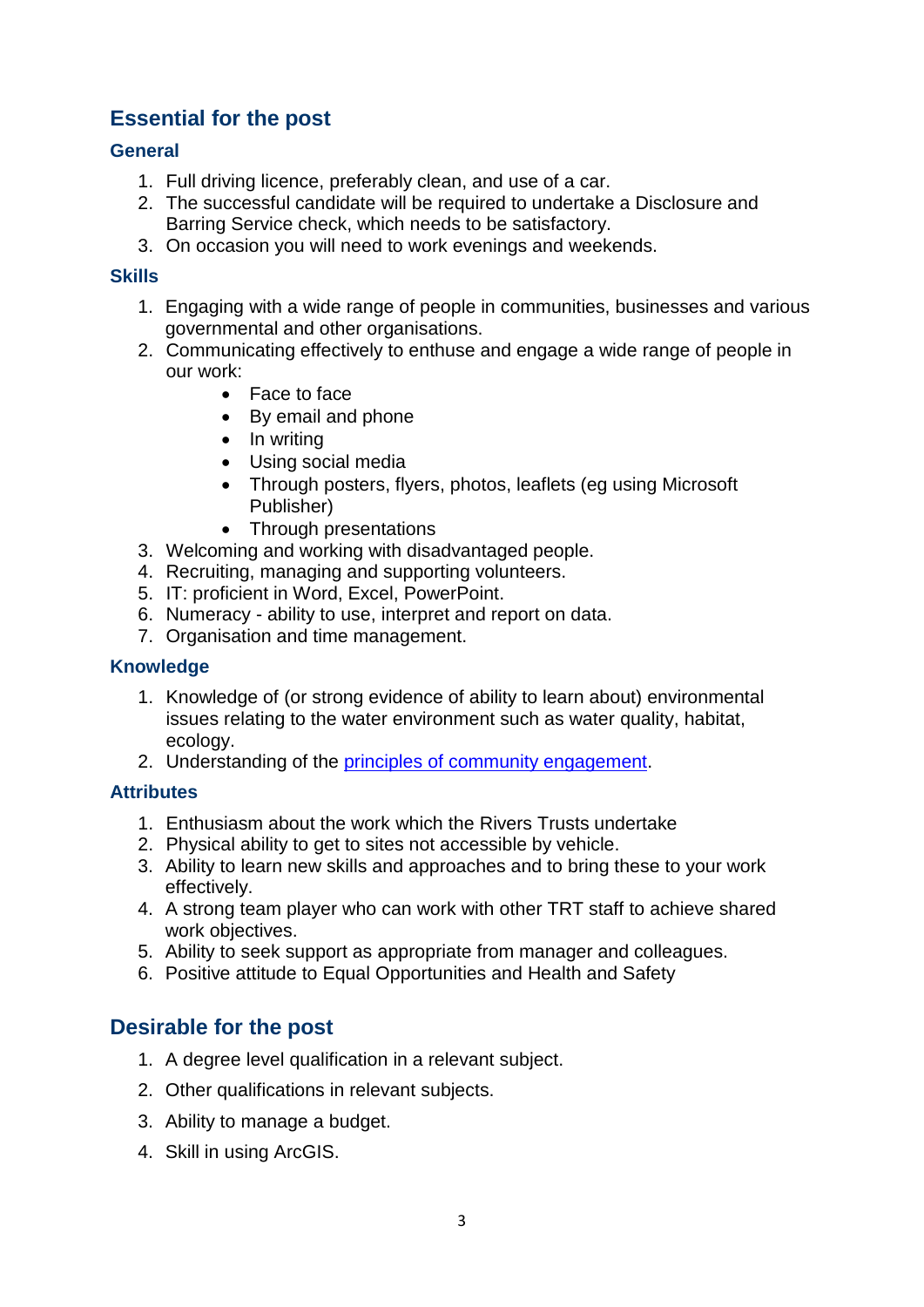## Essential for the post

### General

1. Full driving licence, preferably clean, and use of a car.
2. The successful candidate will be required to undertake a Disclosure and Barring Service check, which needs to be satisfactory.
3. On occasion you will need to work evenings and weekends.

### Skills

1. Engaging with a wide range of people in communities, businesses and various governmental and other organisations.
2. Communicating effectively to enthuse and engage a wide range of people in our work:
    - Face to face
    - By email and phone
    - In writing
    - Using social media
    - Through posters, flyers, photos, leaflets (eg using Microsoft Publisher)
    - Through presentations
3. Welcoming and working with disadvantaged people.
4. Recruiting, managing and supporting volunteers.
5. IT: proficient in Word, Excel, PowerPoint.
6. Numeracy - ability to use, interpret and report on data.
7. Organisation and time management.

### Knowledge

1. Knowledge of (or strong evidence of ability to learn about) environmental issues relating to the water environment such as water quality, habitat, ecology.
2. Understanding of the principles of community engagement.

### Attributes

1. Enthusiasm about the work which the Rivers Trusts undertake
2. Physical ability to get to sites not accessible by vehicle.
3. Ability to learn new skills and approaches and to bring these to your work effectively.
4. A strong team player who can work with other TRT staff to achieve shared work objectives.
5. Ability to seek support as appropriate from manager and colleagues.
6. Positive attitude to Equal Opportunities and Health and Safety

## Desirable for the post

1. A degree level qualification in a relevant subject.
2. Other qualifications in relevant subjects.
3. Ability to manage a budget.
4. Skill in using ArcGIS.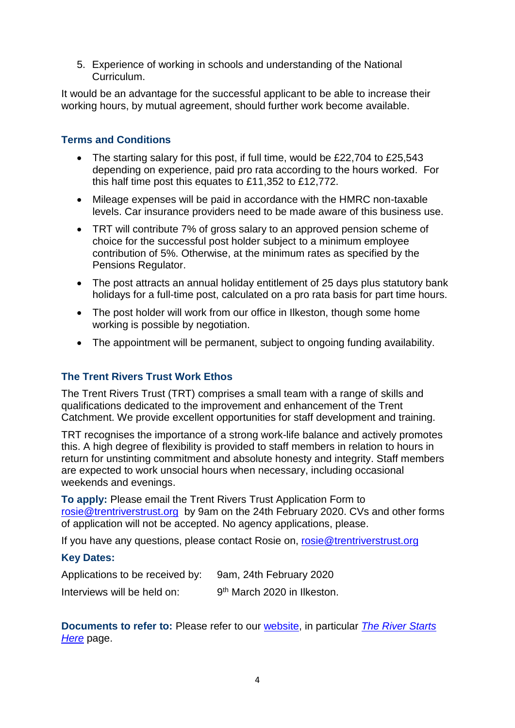5. Experience of working in schools and understanding of the National Curriculum.

It would be an advantage for the successful applicant to be able to increase their working hours, by mutual agreement, should further work become available.

## Terms and Conditions

- The starting salary for this post, if full time, would be £22,704 to £25,543 depending on experience, paid pro rata according to the hours worked. For this half time post this equates to £11,352 to £12,772.
- Mileage expenses will be paid in accordance with the HMRC non-taxable levels. Car insurance providers need to be made aware of this business use.
- TRT will contribute 7% of gross salary to an approved pension scheme of choice for the successful post holder subject to a minimum employee contribution of 5%. Otherwise, at the minimum rates as specified by the Pensions Regulator.
- The post attracts an annual holiday entitlement of 25 days plus statutory bank holidays for a full-time post, calculated on a pro rata basis for part time hours.
- The post holder will work from our office in Ilkeston, though some home working is possible by negotiation.
- The appointment will be permanent, subject to ongoing funding availability.

## The Trent Rivers Trust Work Ethos

The Trent Rivers Trust (TRT) comprises a small team with a range of skills and qualifications dedicated to the improvement and enhancement of the Trent Catchment. We provide excellent opportunities for staff development and training.

TRT recognises the importance of a strong work-life balance and actively promotes this. A high degree of flexibility is provided to staff members in relation to hours in return for unstinting commitment and absolute honesty and integrity. Staff members are expected to work unsocial hours when necessary, including occasional weekends and evenings.

**To apply:** Please email the Trent Rivers Trust Application Form to rosie@trentriverstrust.org by 9am on the 24th February 2020. CVs and other forms of application will not be accepted. No agency applications, please.

If you have any questions, please contact Rosie on, rosie@trentriverstrust.org

**Key Dates:**

| | |
|---|---|
| Applications to be received by: | 9am, 24th February 2020 |
| Interviews will be held on: | 9th March 2020 in Ilkeston. |

**Documents to refer to:** Please refer to our website, in particular *The River Starts Here* page.